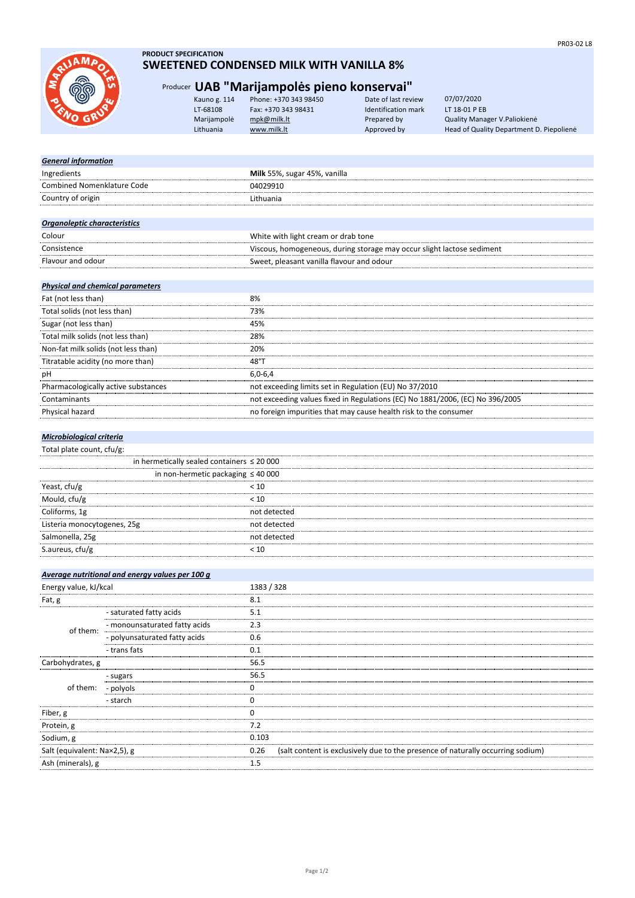**PRODUCT SPECIFICATION**

# SWEETENED CONDENSED MILK WITH VANILLA 8%

## Producer UAB "Marijampolės pieno konservai"

| | | | |
|---|---|---|---|
| Kauno g. 114 | Phone: +370 343 98450 | Date of last review | 07/07/2020 |
| LT-68108 | Fax: +370 343 98431 | Identification mark | LT 18-01 P EB |
| Marijampolė | mpk@milk.lt | Prepared by | Quality Manager V.Paliokienė |
| Lithuania | www.milk.lt | Approved by | Head of Quality Department D. Piepolienė |

***General information***

| | |
|---|---|
| Ingredients | **Milk** 55%, sugar 45%, vanilla |
| Combined Nomenklature Code | 04029910 |
| Country of origin | Lithuania |

***Organoleptic characteristics***

| | |
|---|---|
| Colour | White with light cream or drab tone |
| Consistence | Viscous, homogeneous, during storage may occur slight lactose sediment |
| Flavour and odour | Sweet, pleasant vanilla flavour and odour |

***Physical and chemical parameters***

| | |
|---|---|
| Fat (not less than) | 8% |
| Total solids (not less than) | 73% |
| Sugar (not less than) | 45% |
| Total milk solids (not less than) | 28% |
| Non-fat milk solids (not less than) | 20% |
| Titratable acidity (no more than) | 48°T |
| pH | 6,0-6,4 |
| Pharmacologically active substances | not exceeding limits set in Regulation (EU) No 37/2010 |
| Contaminants | not exceeding values fixed in Regulations (EC) No 1881/2006, (EC) No 396/2005 |
| Physical hazard | no foreign impurities that may cause health risk to the consumer |

***Microbiological criteria***

| | |
|---|---|
| Total plate count, cfu/g: | |
| in hermetically sealed containers | ≤ 20 000 |
| in non-hermetic packaging | ≤ 40 000 |
| Yeast, cfu/g | < 10 |
| Mould, cfu/g | < 10 |
| Coliforms, 1g | not detected |
| Listeria monocytogenes, 25g | not detected |
| Salmonella, 25g | not detected |
| S.aureus, cfu/g | < 10 |

***Average nutritional and energy values per 100 g***

| | | |
|---|---|---|
| Energy value, kJ/kcal | | 1383 / 328 |
| Fat, g | | 8.1 |
| of them: | - saturated fatty acids | 5.1 |
| | - monounsaturated fatty acids | 2.3 |
| | - polyunsaturated fatty acids | 0.6 |
| | - trans fats | 0.1 |
| Carbohydrates, g | | 56.5 |
| of them: | - sugars | 56.5 |
| | - polyols | 0 |
| | - starch | 0 |
| Fiber, g | | 0 |
| Protein, g | | 7.2 |
| Sodium, g | | 0.103 |
| Salt (equivalent: Na×2,5), g | | 0.26 (salt content is exclusively due to the presence of naturally occurring sodium) |
| Ash (minerals), g | | 1.5 |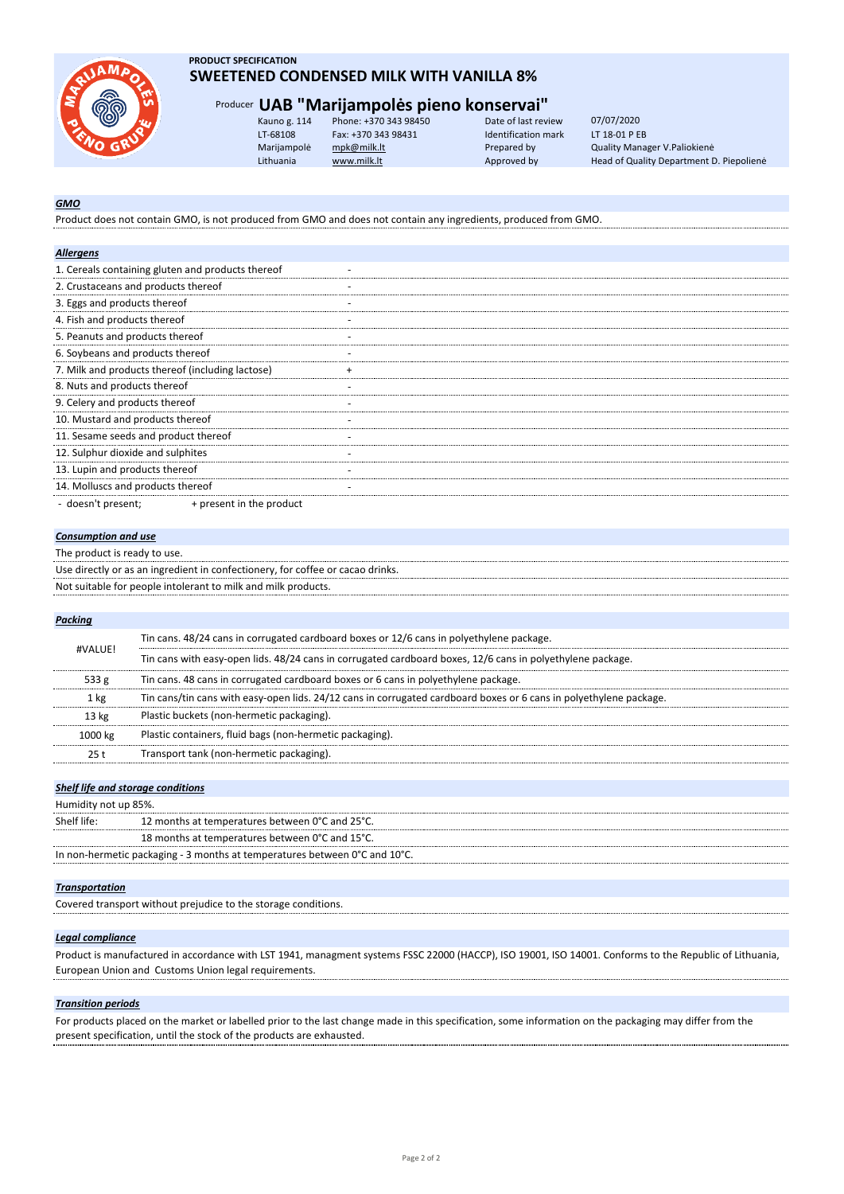**PRODUCT SPECIFICATION**
# SWEETENED CONDENSED MILK WITH VANILLA 8%

Producer **UAB "Marijampolės pieno konservai"**

| | | | |
|---|---|---|---|
| Kauno g. 114 | Phone: +370 343 98450 | Date of last review | 07/07/2020 |
| LT-68108 | Fax: +370 343 98431 | Identification mark | LT 18-01 P EB |
| Marijampolė | mpk@milk.lt | Prepared by | Quality Manager V.Paliokienė |
| Lithuania | www.milk.lt | Approved by | Head of Quality Department D. Piepolienė |

## *GMO*

Product does not contain GMO, is not produced from GMO and does not contain any ingredients, produced from GMO.

## *Allergens*

| | |
|---|---|
| 1. Cereals containing gluten and products thereof | - |
| 2. Crustaceans and products thereof | - |
| 3. Eggs and products thereof | - |
| 4. Fish and products thereof | - |
| 5. Peanuts and products thereof | - |
| 6. Soybeans and products thereof | - |
| 7. Milk and products thereof (including lactose) | + |
| 8. Nuts and products thereof | - |
| 9. Celery and products thereof | - |
| 10. Mustard and products thereof | - |
| 11. Sesame seeds and product thereof | - |
| 12. Sulphur dioxide and sulphites | - |
| 13. Lupin and products thereof | - |
| 14. Molluscs and products thereof | - |

- doesn't present; + present in the product

## *Consumption and use*

The product is ready to use.

Use directly or as an ingredient in confectionery, for coffee or cacao drinks.

Not suitable for people intolerant to milk and milk products.

## *Packing*

| | |
|---|---|
| #VALUE! | Tin cans. 48/24 cans in corrugated cardboard boxes or 12/6 cans in polyethylene package. |
| | Tin cans with easy-open lids. 48/24 cans in corrugated cardboard boxes, 12/6 cans in polyethylene package. |
| 533 g | Tin cans. 48 cans in corrugated cardboard boxes or 6 cans in polyethylene package. |
| 1 kg | Tin cans/tin cans with easy-open lids. 24/12 cans in corrugated cardboard boxes or 6 cans in polyethylene package. |
| 13 kg | Plastic buckets (non-hermetic packaging). |
| 1000 kg | Plastic containers, fluid bags (non-hermetic packaging). |
| 25 t | Transport tank (non-hermetic packaging). |

## *Shelf life and storage conditions*

Humidity not up 85%.

| | |
|---|---|
| Shelf life: | 12 months at temperatures between 0°C and 25°C. |
| | 18 months at temperatures between 0°C and 15°C. |

In non-hermetic packaging - 3 months at temperatures between 0°C and 10°C.

## *Transportation*

Covered transport without prejudice to the storage conditions.

## *Legal compliance*

Product is manufactured in accordance with LST 1941, managment systems FSSC 22000 (HACCP), ISO 19001, ISO 14001. Conforms to the Republic of Lithuania, European Union and Customs Union legal requirements.

## *Transition periods*

For products placed on the market or labelled prior to the last change made in this specification, some information on the packaging may differ from the present specification, until the stock of the products are exhausted.